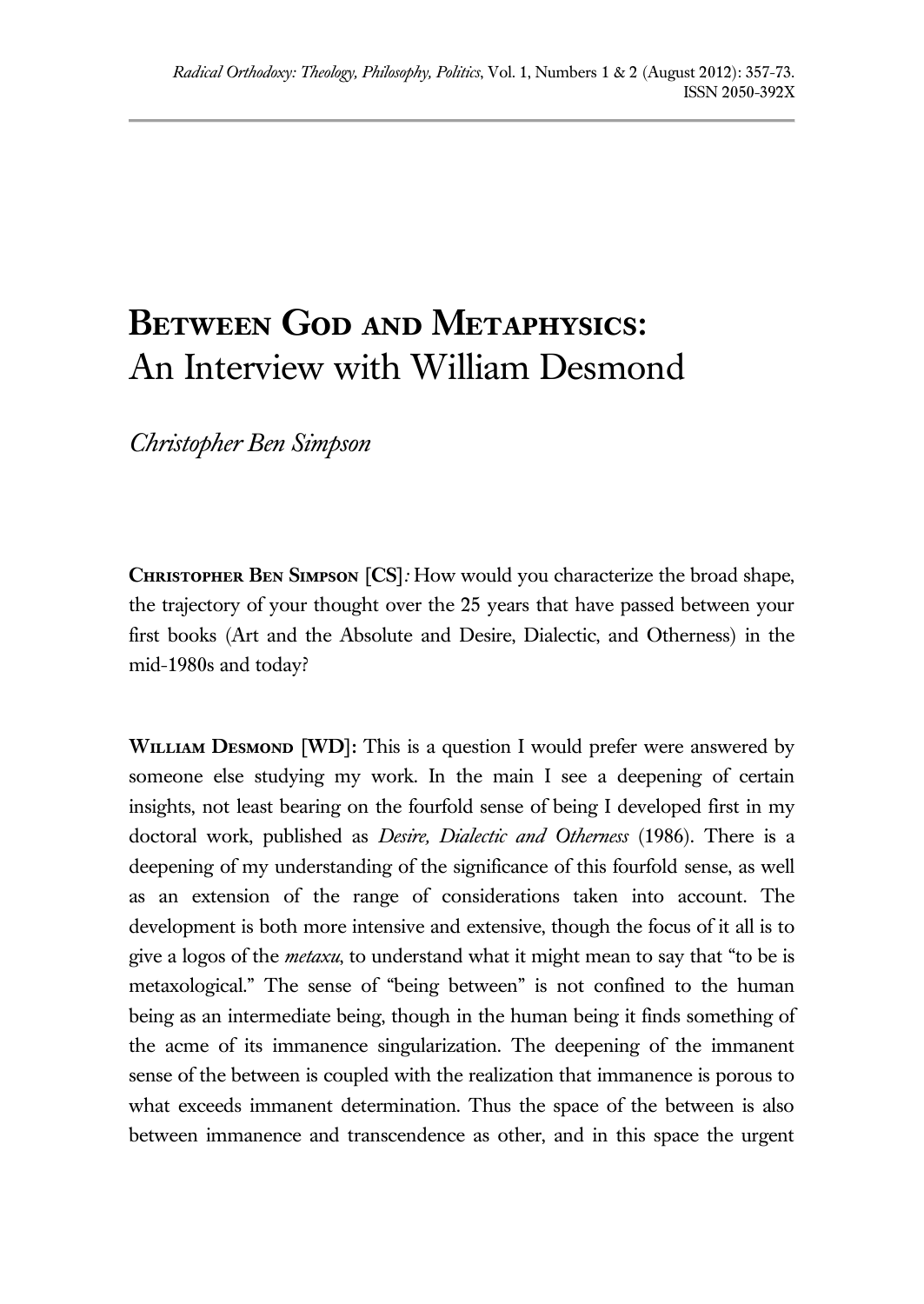# Between God and Metaphysics: An Interview with William Desmond

*Christopher Ben Simpson*

**Christopher Ben Simpson [CS]**: How would you characterize the broad shape, the trajectory of your thought over the 25 years that have passed between your first books (Art and the Absolute and Desire, Dialectic, and Otherness) in the mid-1980s and today?

**William Desmond [WD]:** This is a question I would prefer were answered by someone else studying my work. In the main I see a deepening of certain insights, not least bearing on the fourfold sense of being I developed first in my doctoral work, published as *Desire, Dialectic and Otherness* (1986). There is a deepening of my understanding of the significance of this fourfold sense, as well as an extension of the range of considerations taken into account. The development is both more intensive and extensive, though the focus of it all is to give a logos of the *metaxu*, to understand what it might mean to say that "to be is metaxological." The sense of "being between" is not confined to the human being as an intermediate being, though in the human being it finds something of the acme of its immanence singularization. The deepening of the immanent sense of the between is coupled with the realization that immanence is porous to what exceeds immanent determination. Thus the space of the between is also between immanence and transcendence as other, and in this space the urgent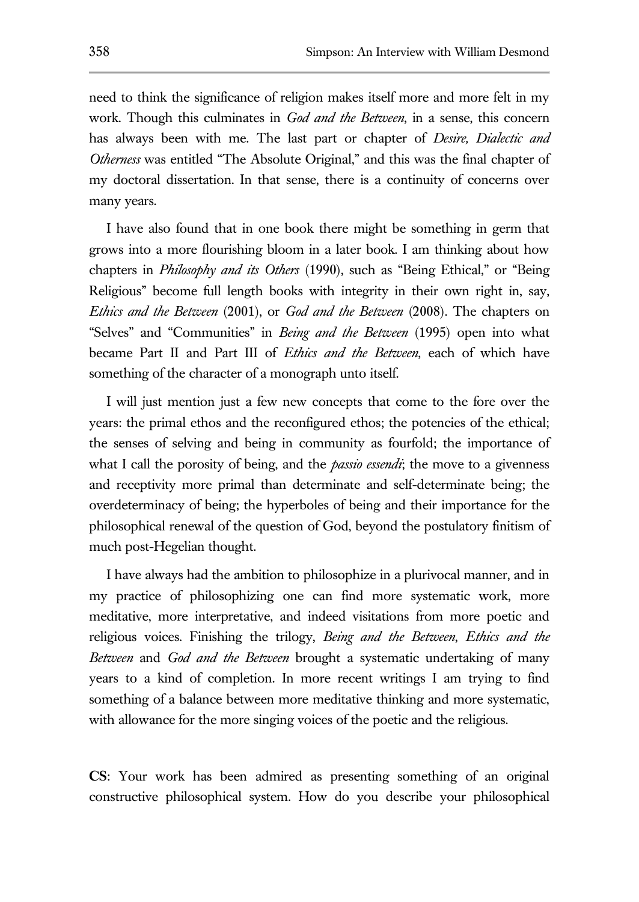need to think the significance of religion makes itself more and more felt in my work. Though this culminates in *God and the Between*, in a sense, this concern has always been with me. The last part or chapter of *Desire, Dialectic and Otherness* was entitled "The Absolute Original," and this was the final chapter of my doctoral dissertation. In that sense, there is a continuity of concerns over many years.

I have also found that in one book there might be something in germ that grows into a more flourishing bloom in a later book. I am thinking about how chapters in *Philosophy and its Others* (1990), such as "Being Ethical," or "Being Religious" become full length books with integrity in their own right in, say, *Ethics and the Between* (2001), or *God and the Between* (2008). The chapters on "Selves" and "Communities" in *Being and the Between* (1995) open into what became Part II and Part III of *Ethics and the Between*, each of which have something of the character of a monograph unto itself.

I will just mention just a few new concepts that come to the fore over the years: the primal ethos and the reconfigured ethos; the potencies of the ethical; the senses of selving and being in community as fourfold; the importance of what I call the porosity of being, and the *passio essendi*; the move to a givenness and receptivity more primal than determinate and self-determinate being; the overdeterminacy of being; the hyperboles of being and their importance for the philosophical renewal of the question of God, beyond the postulatory finitism of much post-Hegelian thought.

I have always had the ambition to philosophize in a plurivocal manner, and in my practice of philosophizing one can find more systematic work, more meditative, more interpretative, and indeed visitations from more poetic and religious voices. Finishing the trilogy, *Being and the Between*, *Ethics and the Between* and *God and the Between* brought a systematic undertaking of many years to a kind of completion. In more recent writings I am trying to find something of a balance between more meditative thinking and more systematic, with allowance for the more singing voices of the poetic and the religious.

**CS**: Your work has been admired as presenting something of an original constructive philosophical system. How do you describe your philosophical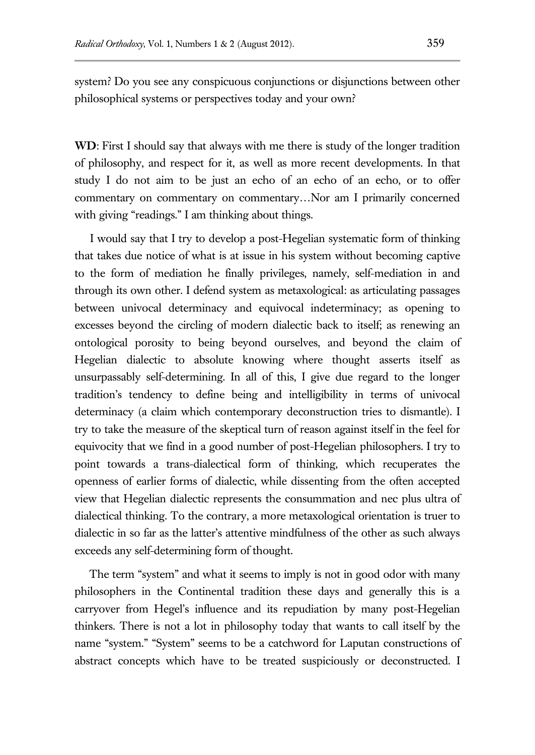system? Do you see any conspicuous conjunctions or disjunctions between other philosophical systems or perspectives today and your own?

**WD**: First I should say that always with me there is study of the longer tradition of philosophy, and respect for it, as well as more recent developments. In that study I do not aim to be just an echo of an echo of an echo, or to offer commentary on commentary on commentary…Nor am I primarily concerned with giving "readings." I am thinking about things.

I would say that I try to develop a post-Hegelian systematic form of thinking that takes due notice of what is at issue in his system without becoming captive to the form of mediation he finally privileges, namely, self-mediation in and through its own other. I defend system as metaxological: as articulating passages between univocal determinacy and equivocal indeterminacy; as opening to excesses beyond the circling of modern dialectic back to itself; as renewing an ontological porosity to being beyond ourselves, and beyond the claim of Hegelian dialectic to absolute knowing where thought asserts itself as unsurpassably self-determining. In all of this, I give due regard to the longer tradition's tendency to define being and intelligibility in terms of univocal determinacy (a claim which contemporary deconstruction tries to dismantle). I try to take the measure of the skeptical turn of reason against itself in the feel for equivocity that we find in a good number of post-Hegelian philosophers. I try to point towards a trans-dialectical form of thinking, which recuperates the openness of earlier forms of dialectic, while dissenting from the often accepted view that Hegelian dialectic represents the consummation and nec plus ultra of dialectical thinking. To the contrary, a more metaxological orientation is truer to dialectic in so far as the latter's attentive mindfulness of the other as such always exceeds any self-determining form of thought.

The term "system" and what it seems to imply is not in good odor with many philosophers in the Continental tradition these days and generally this is a carryover from Hegel's influence and its repudiation by many post-Hegelian thinkers. There is not a lot in philosophy today that wants to call itself by the name "system." "System" seems to be a catchword for Laputan constructions of abstract concepts which have to be treated suspiciously or deconstructed. I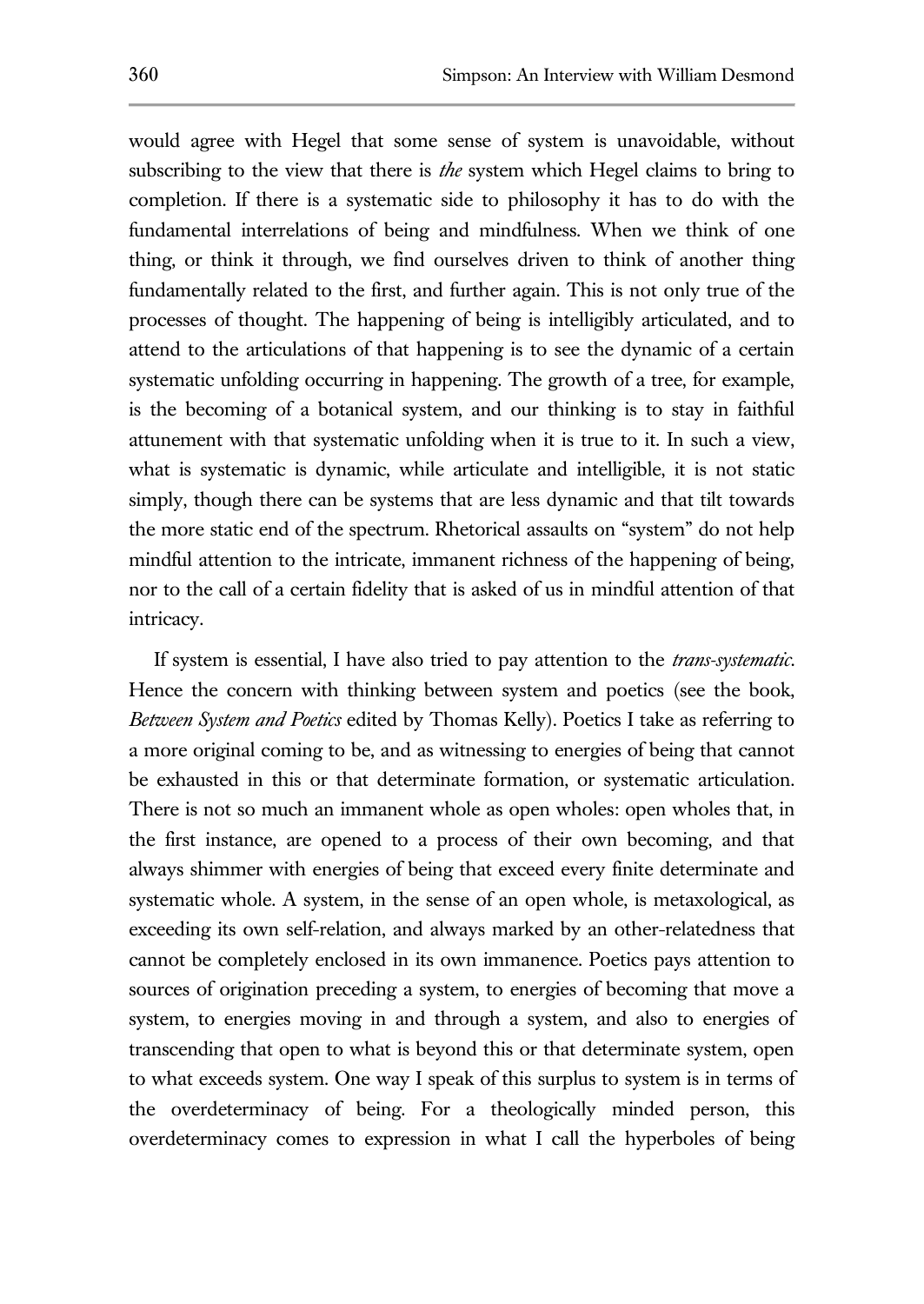would agree with Hegel that some sense of system is unavoidable, without subscribing to the view that there is *the* system which Hegel claims to bring to completion. If there is a systematic side to philosophy it has to do with the fundamental interrelations of being and mindfulness. When we think of one thing, or think it through, we find ourselves driven to think of another thing fundamentally related to the first, and further again. This is not only true of the processes of thought. The happening of being is intelligibly articulated, and to attend to the articulations of that happening is to see the dynamic of a certain systematic unfolding occurring in happening. The growth of a tree, for example, is the becoming of a botanical system, and our thinking is to stay in faithful attunement with that systematic unfolding when it is true to it. In such a view, what is systematic is dynamic, while articulate and intelligible, it is not static simply, though there can be systems that are less dynamic and that tilt towards the more static end of the spectrum. Rhetorical assaults on "system" do not help mindful attention to the intricate, immanent richness of the happening of being, nor to the call of a certain fidelity that is asked of us in mindful attention of that intricacy.

If system is essential, I have also tried to pay attention to the *trans-systematic*. Hence the concern with thinking between system and poetics (see the book, *Between System and Poetics* edited by Thomas Kelly). Poetics I take as referring to a more original coming to be, and as witnessing to energies of being that cannot be exhausted in this or that determinate formation, or systematic articulation. There is not so much an immanent whole as open wholes: open wholes that, in the first instance, are opened to a process of their own becoming, and that always shimmer with energies of being that exceed every finite determinate and systematic whole. A system, in the sense of an open whole, is metaxological, as exceeding its own self-relation, and always marked by an other-relatedness that cannot be completely enclosed in its own immanence. Poetics pays attention to sources of origination preceding a system, to energies of becoming that move a system, to energies moving in and through a system, and also to energies of transcending that open to what is beyond this or that determinate system, open to what exceeds system. One way I speak of this surplus to system is in terms of the overdeterminacy of being. For a theologically minded person, this overdeterminacy comes to expression in what I call the hyperboles of being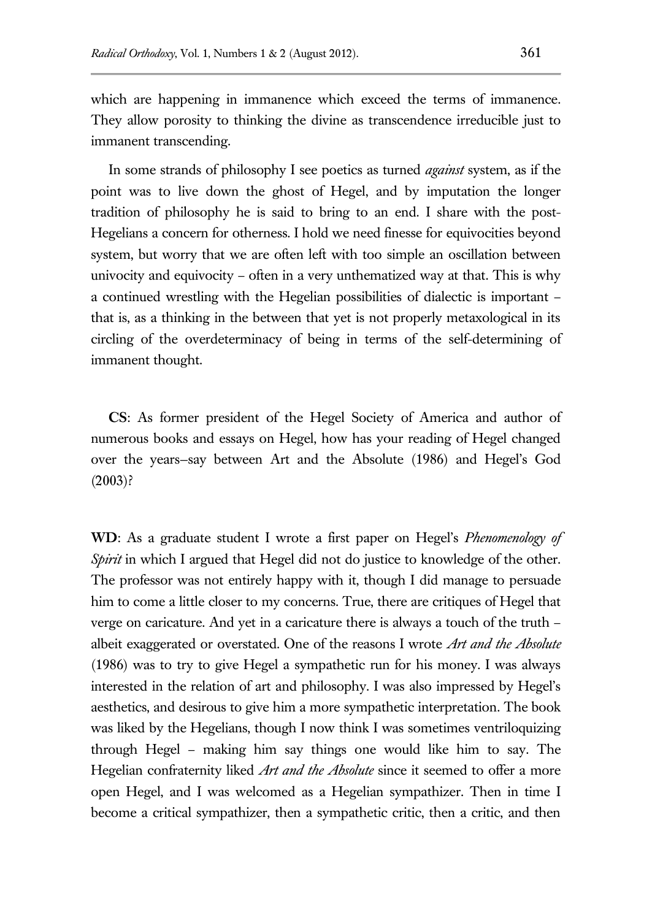which are happening in immanence which exceed the terms of immanence. They allow porosity to thinking the divine as transcendence irreducible just to immanent transcending.

In some strands of philosophy I see poetics as turned *against* system, as if the point was to live down the ghost of Hegel, and by imputation the longer tradition of philosophy he is said to bring to an end. I share with the post-Hegelians a concern for otherness. I hold we need finesse for equivocities beyond system, but worry that we are often left with too simple an oscillation between univocity and equivocity – often in a very unthematized way at that. This is why a continued wrestling with the Hegelian possibilities of dialectic is important – that is, as a thinking in the between that yet is not properly metaxological in its circling of the overdeterminacy of being in terms of the self-determining of immanent thought.

**CS**: As former president of the Hegel Society of America and author of numerous books and essays on Hegel, how has your reading of Hegel changed over the years–say between Art and the Absolute (1986) and Hegel's God (2003)?

**WD**: As a graduate student I wrote a first paper on Hegel's *Phenomenology of Spirit* in which I argued that Hegel did not do justice to knowledge of the other. The professor was not entirely happy with it, though I did manage to persuade him to come a little closer to my concerns. True, there are critiques of Hegel that verge on caricature. And yet in a caricature there is always a touch of the truth – albeit exaggerated or overstated. One of the reasons I wrote *Art and the Absolute* (1986) was to try to give Hegel a sympathetic run for his money. I was always interested in the relation of art and philosophy. I was also impressed by Hegel's aesthetics, and desirous to give him a more sympathetic interpretation. The book was liked by the Hegelians, though I now think I was sometimes ventriloquizing through Hegel – making him say things one would like him to say. The Hegelian confraternity liked *Art and the Absolute* since it seemed to offer a more open Hegel, and I was welcomed as a Hegelian sympathizer. Then in time I become a critical sympathizer, then a sympathetic critic, then a critic, and then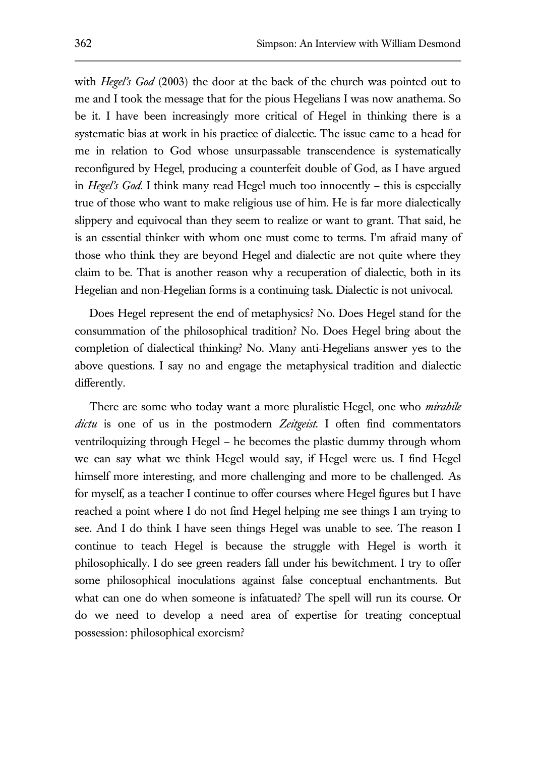with *Hegel's God* (2003) the door at the back of the church was pointed out to me and I took the message that for the pious Hegelians I was now anathema. So be it. I have been increasingly more critical of Hegel in thinking there is a systematic bias at work in his practice of dialectic. The issue came to a head for me in relation to God whose unsurpassable transcendence is systematically reconfigured by Hegel, producing a counterfeit double of God, as I have argued in *Hegel's God*. I think many read Hegel much too innocently – this is especially true of those who want to make religious use of him. He is far more dialectically slippery and equivocal than they seem to realize or want to grant. That said, he is an essential thinker with whom one must come to terms. I'm afraid many of those who think they are beyond Hegel and dialectic are not quite where they claim to be. That is another reason why a recuperation of dialectic, both in its Hegelian and non-Hegelian forms is a continuing task. Dialectic is not univocal.

Does Hegel represent the end of metaphysics? No. Does Hegel stand for the consummation of the philosophical tradition? No. Does Hegel bring about the completion of dialectical thinking? No. Many anti-Hegelians answer yes to the above questions. I say no and engage the metaphysical tradition and dialectic differently.

There are some who today want a more pluralistic Hegel, one who *mirabile dictu* is one of us in the postmodern *Zeitgeist*. I often find commentators ventriloquizing through Hegel – he becomes the plastic dummy through whom we can say what we think Hegel would say, if Hegel were us. I find Hegel himself more interesting, and more challenging and more to be challenged. As for myself, as a teacher I continue to offer courses where Hegel figures but I have reached a point where I do not find Hegel helping me see things I am trying to see. And I do think I have seen things Hegel was unable to see. The reason I continue to teach Hegel is because the struggle with Hegel is worth it philosophically. I do see green readers fall under his bewitchment. I try to offer some philosophical inoculations against false conceptual enchantments. But what can one do when someone is infatuated? The spell will run its course. Or do we need to develop a need area of expertise for treating conceptual possession: philosophical exorcism?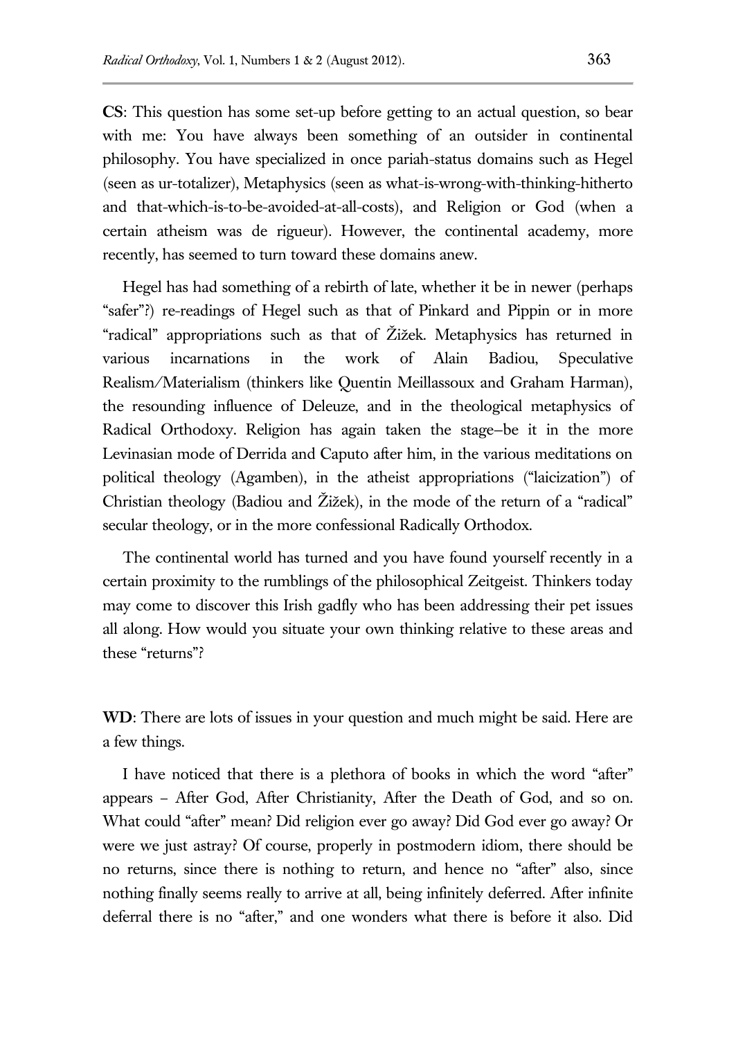**CS**: This question has some set-up before getting to an actual question, so bear with me: You have always been something of an outsider in continental philosophy. You have specialized in once pariah-status domains such as Hegel (seen as ur-totalizer), Metaphysics (seen as what-is-wrong-with-thinking-hitherto and that-which-is-to-be-avoided-at-all-costs), and Religion or God (when a certain atheism was de rigueur). However, the continental academy, more recently, has seemed to turn toward these domains anew.

Hegel has had something of a rebirth of late, whether it be in newer (perhaps "safer"?) re-readings of Hegel such as that of Pinkard and Pippin or in more "radical" appropriations such as that of Žižek. Metaphysics has returned in various incarnations in the work of Alain Badiou, Speculative Realism/Materialism (thinkers like Quentin Meillassoux and Graham Harman), the resounding influence of Deleuze, and in the theological metaphysics of Radical Orthodoxy. Religion has again taken the stage–be it in the more Levinasian mode of Derrida and Caputo after him, in the various meditations on political theology (Agamben), in the atheist appropriations ("laicization") of Christian theology (Badiou and Žižek), in the mode of the return of a "radical" secular theology, or in the more confessional Radically Orthodox.

The continental world has turned and you have found yourself recently in a certain proximity to the rumblings of the philosophical Zeitgeist. Thinkers today may come to discover this Irish gadfly who has been addressing their pet issues all along. How would you situate your own thinking relative to these areas and these "returns"?

**WD**: There are lots of issues in your question and much might be said. Here are a few things.

I have noticed that there is a plethora of books in which the word "after" appears – After God, After Christianity, After the Death of God, and so on. What could "after" mean? Did religion ever go away? Did God ever go away? Or were we just astray? Of course, properly in postmodern idiom, there should be no returns, since there is nothing to return, and hence no "after" also, since nothing finally seems really to arrive at all, being infinitely deferred. After infinite deferral there is no "after," and one wonders what there is before it also. Did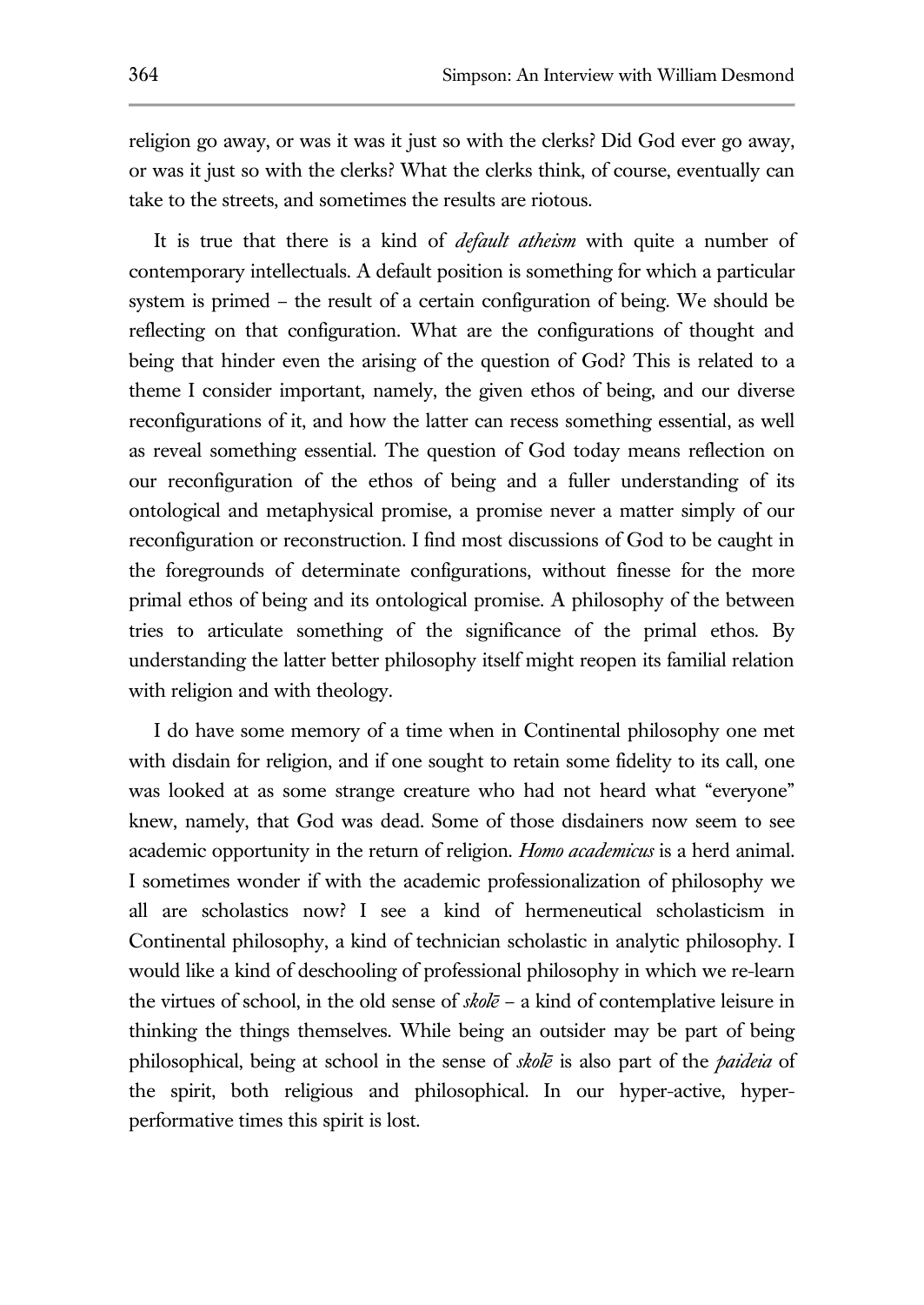religion go away, or was it was it just so with the clerks? Did God ever go away, or was it just so with the clerks? What the clerks think, of course, eventually can take to the streets, and sometimes the results are riotous.

It is true that there is a kind of *default atheism* with quite a number of contemporary intellectuals. A default position is something for which a particular system is primed – the result of a certain configuration of being. We should be reflecting on that configuration. What are the configurations of thought and being that hinder even the arising of the question of God? This is related to a theme I consider important, namely, the given ethos of being, and our diverse reconfigurations of it, and how the latter can recess something essential, as well as reveal something essential. The question of God today means reflection on our reconfiguration of the ethos of being and a fuller understanding of its ontological and metaphysical promise, a promise never a matter simply of our reconfiguration or reconstruction. I find most discussions of God to be caught in the foregrounds of determinate configurations, without finesse for the more primal ethos of being and its ontological promise. A philosophy of the between tries to articulate something of the significance of the primal ethos. By understanding the latter better philosophy itself might reopen its familial relation with religion and with theology.

I do have some memory of a time when in Continental philosophy one met with disdain for religion, and if one sought to retain some fidelity to its call, one was looked at as some strange creature who had not heard what "everyone" knew, namely, that God was dead. Some of those disdainers now seem to see academic opportunity in the return of religion. *Homo academicus* is a herd animal. I sometimes wonder if with the academic professionalization of philosophy we all are scholastics now? I see a kind of hermeneutical scholasticism in Continental philosophy, a kind of technician scholastic in analytic philosophy. I would like a kind of deschooling of professional philosophy in which we re-learn the virtues of school, in the old sense of *skolē* – a kind of contemplative leisure in thinking the things themselves. While being an outsider may be part of being philosophical, being at school in the sense of *skolē* is also part of the *paideia* of the spirit, both religious and philosophical. In our hyper-active, hyper-performative times this spirit is lost.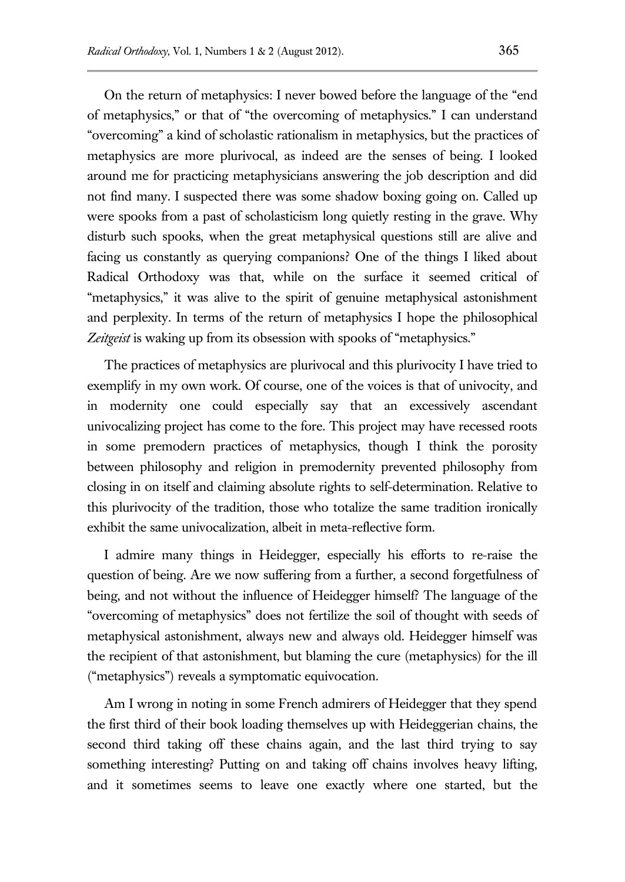On the return of metaphysics: I never bowed before the language of the "end of metaphysics," or that of "the overcoming of metaphysics." I can understand "overcoming" a kind of scholastic rationalism in metaphysics, but the practices of metaphysics are more plurivocal, as indeed are the senses of being. I looked around me for practicing metaphysicians answering the job description and did not find many. I suspected there was some shadow boxing going on. Called up were spooks from a past of scholasticism long quietly resting in the grave. Why disturb such spooks, when the great metaphysical questions still are alive and facing us constantly as querying companions? One of the things I liked about Radical Orthodoxy was that, while on the surface it seemed critical of "metaphysics," it was alive to the spirit of genuine metaphysical astonishment and perplexity. In terms of the return of metaphysics I hope the philosophical *Zeitgeist* is waking up from its obsession with spooks of "metaphysics."

The practices of metaphysics are plurivocal and this plurivocity I have tried to exemplify in my own work. Of course, one of the voices is that of univocity, and in modernity one could especially say that an excessively ascendant univocalizing project has come to the fore. This project may have recessed roots in some premodern practices of metaphysics, though I think the porosity between philosophy and religion in premodernity prevented philosophy from closing in on itself and claiming absolute rights to self-determination. Relative to this plurivocity of the tradition, those who totalize the same tradition ironically exhibit the same univocalization, albeit in meta-reflective form.

I admire many things in Heidegger, especially his efforts to re-raise the question of being. Are we now suffering from a further, a second forgetfulness of being, and not without the influence of Heidegger himself? The language of the "overcoming of metaphysics" does not fertilize the soil of thought with seeds of metaphysical astonishment, always new and always old. Heidegger himself was the recipient of that astonishment, but blaming the cure (metaphysics) for the ill ("metaphysics") reveals a symptomatic equivocation.

Am I wrong in noting in some French admirers of Heidegger that they spend the first third of their book loading themselves up with Heideggerian chains, the second third taking off these chains again, and the last third trying to say something interesting? Putting on and taking off chains involves heavy lifting, and it sometimes seems to leave one exactly where one started, but the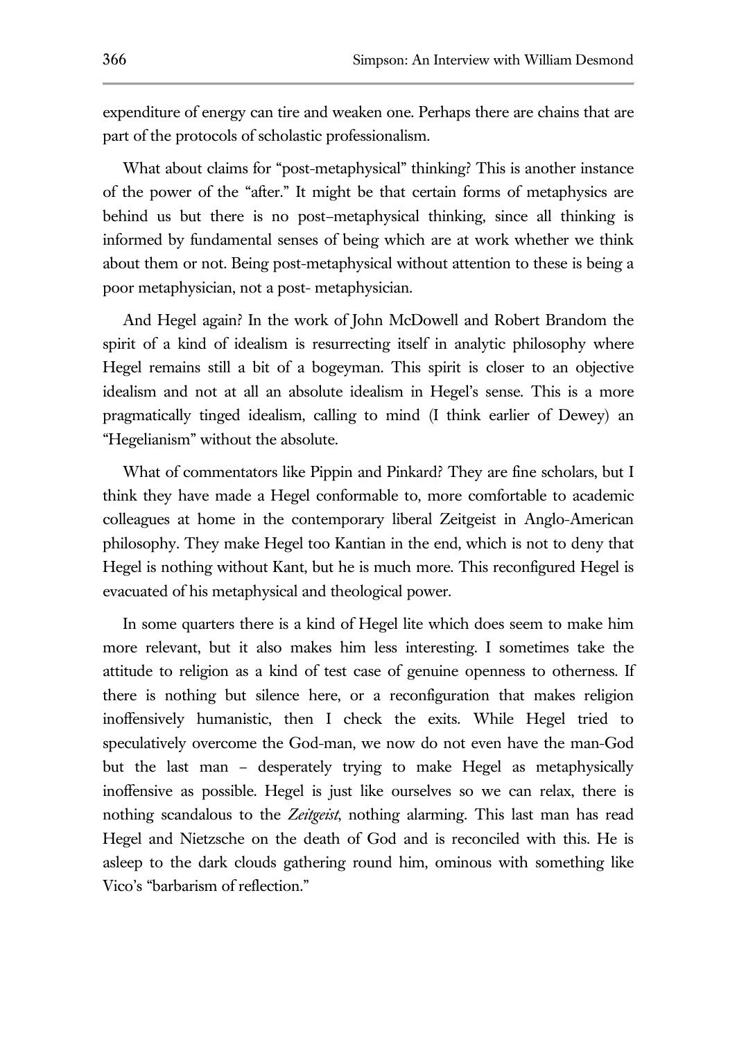expenditure of energy can tire and weaken one. Perhaps there are chains that are part of the protocols of scholastic professionalism.

What about claims for "post-metaphysical" thinking? This is another instance of the power of the "after." It might be that certain forms of metaphysics are behind us but there is no post–metaphysical thinking, since all thinking is informed by fundamental senses of being which are at work whether we think about them or not. Being post-metaphysical without attention to these is being a poor metaphysician, not a post- metaphysician.

And Hegel again? In the work of John McDowell and Robert Brandom the spirit of a kind of idealism is resurrecting itself in analytic philosophy where Hegel remains still a bit of a bogeyman. This spirit is closer to an objective idealism and not at all an absolute idealism in Hegel's sense. This is a more pragmatically tinged idealism, calling to mind (I think earlier of Dewey) an "Hegelianism" without the absolute.

What of commentators like Pippin and Pinkard? They are fine scholars, but I think they have made a Hegel conformable to, more comfortable to academic colleagues at home in the contemporary liberal Zeitgeist in Anglo-American philosophy. They make Hegel too Kantian in the end, which is not to deny that Hegel is nothing without Kant, but he is much more. This reconfigured Hegel is evacuated of his metaphysical and theological power.

In some quarters there is a kind of Hegel lite which does seem to make him more relevant, but it also makes him less interesting. I sometimes take the attitude to religion as a kind of test case of genuine openness to otherness. If there is nothing but silence here, or a reconfiguration that makes religion inoffensively humanistic, then I check the exits. While Hegel tried to speculatively overcome the God-man, we now do not even have the man-God but the last man – desperately trying to make Hegel as metaphysically inoffensive as possible. Hegel is just like ourselves so we can relax, there is nothing scandalous to the *Zeitgeist*, nothing alarming. This last man has read Hegel and Nietzsche on the death of God and is reconciled with this. He is asleep to the dark clouds gathering round him, ominous with something like Vico's "barbarism of reflection."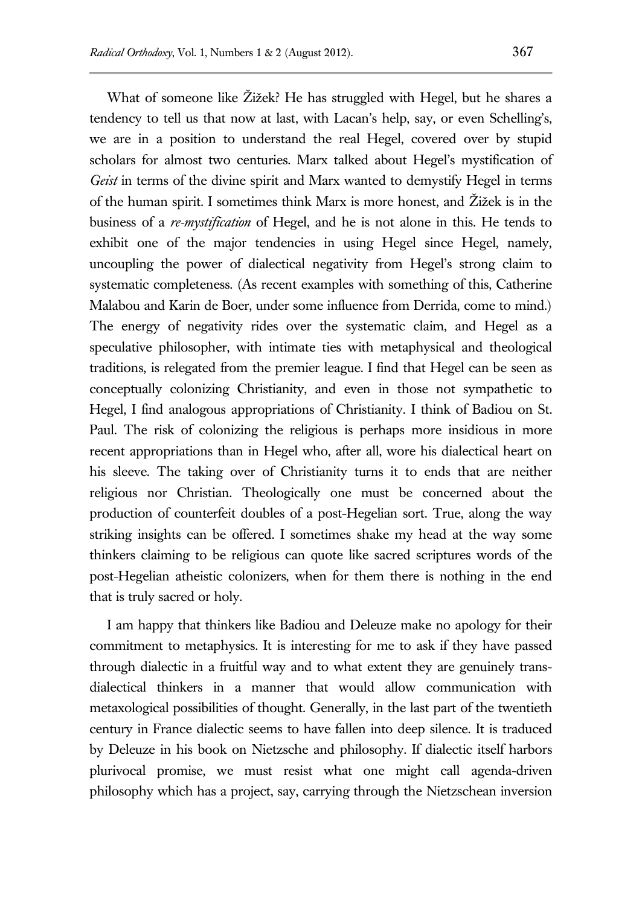What of someone like Žižek? He has struggled with Hegel, but he shares a tendency to tell us that now at last, with Lacan's help, say, or even Schelling's, we are in a position to understand the real Hegel, covered over by stupid scholars for almost two centuries. Marx talked about Hegel's mystification of *Geist* in terms of the divine spirit and Marx wanted to demystify Hegel in terms of the human spirit. I sometimes think Marx is more honest, and Žižek is in the business of a *re-mystification* of Hegel, and he is not alone in this. He tends to exhibit one of the major tendencies in using Hegel since Hegel, namely, uncoupling the power of dialectical negativity from Hegel's strong claim to systematic completeness. (As recent examples with something of this, Catherine Malabou and Karin de Boer, under some influence from Derrida, come to mind.) The energy of negativity rides over the systematic claim, and Hegel as a speculative philosopher, with intimate ties with metaphysical and theological traditions, is relegated from the premier league. I find that Hegel can be seen as conceptually colonizing Christianity, and even in those not sympathetic to Hegel, I find analogous appropriations of Christianity. I think of Badiou on St. Paul. The risk of colonizing the religious is perhaps more insidious in more recent appropriations than in Hegel who, after all, wore his dialectical heart on his sleeve. The taking over of Christianity turns it to ends that are neither religious nor Christian. Theologically one must be concerned about the production of counterfeit doubles of a post-Hegelian sort. True, along the way striking insights can be offered. I sometimes shake my head at the way some thinkers claiming to be religious can quote like sacred scriptures words of the post-Hegelian atheistic colonizers, when for them there is nothing in the end that is truly sacred or holy.

I am happy that thinkers like Badiou and Deleuze make no apology for their commitment to metaphysics. It is interesting for me to ask if they have passed through dialectic in a fruitful way and to what extent they are genuinely trans-dialectical thinkers in a manner that would allow communication with metaxological possibilities of thought. Generally, in the last part of the twentieth century in France dialectic seems to have fallen into deep silence. It is traduced by Deleuze in his book on Nietzsche and philosophy. If dialectic itself harbors plurivocal promise, we must resist what one might call agenda-driven philosophy which has a project, say, carrying through the Nietzschean inversion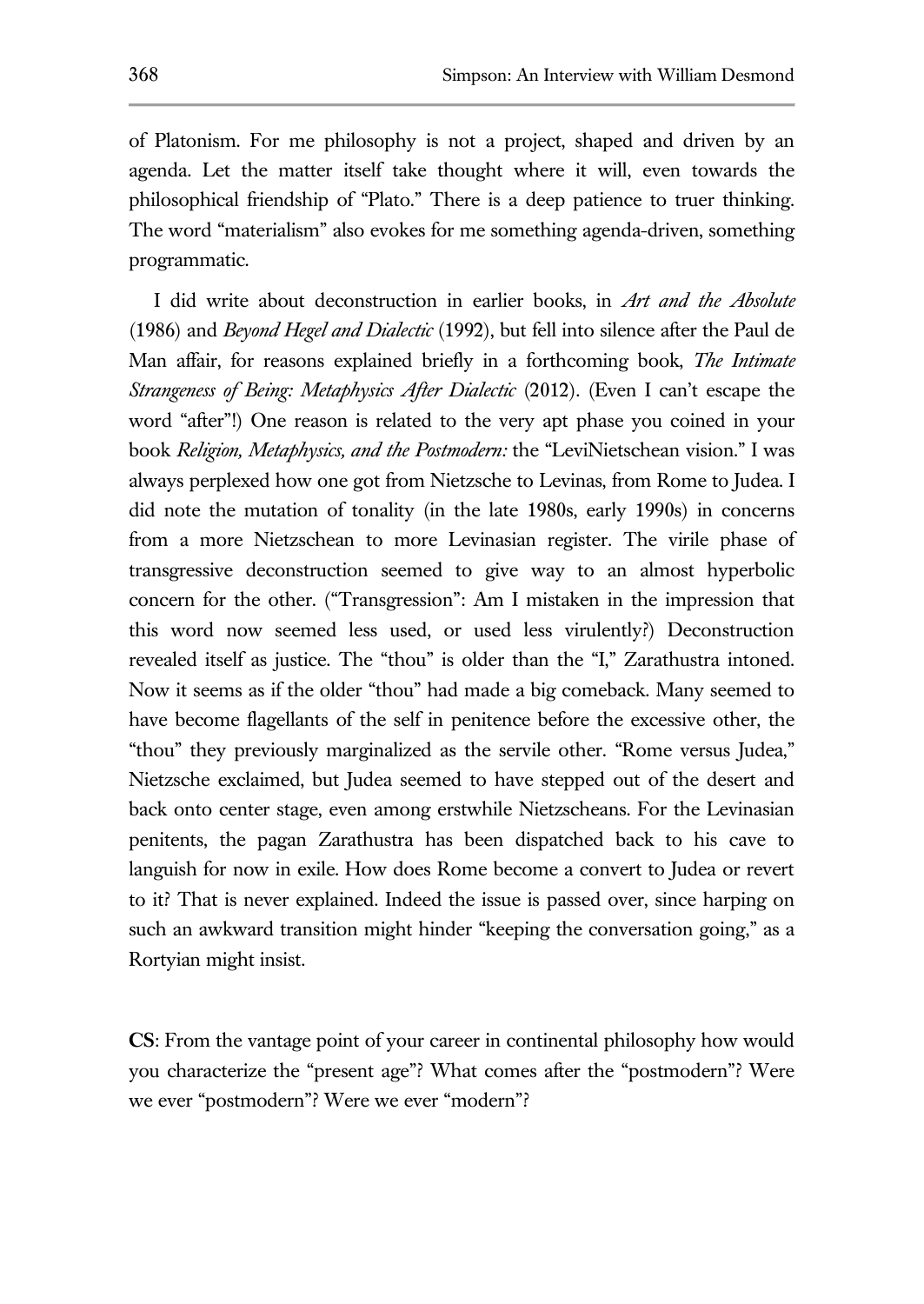of Platonism. For me philosophy is not a project, shaped and driven by an agenda. Let the matter itself take thought where it will, even towards the philosophical friendship of "Plato." There is a deep patience to truer thinking. The word "materialism" also evokes for me something agenda-driven, something programmatic.

I did write about deconstruction in earlier books, in *Art and the Absolute* (1986) and *Beyond Hegel and Dialectic* (1992), but fell into silence after the Paul de Man affair, for reasons explained briefly in a forthcoming book, *The Intimate Strangeness of Being: Metaphysics After Dialectic* (2012). (Even I can't escape the word "after"!) One reason is related to the very apt phase you coined in your book *Religion, Metaphysics, and the Postmodern:* the "LeviNietschean vision." I was always perplexed how one got from Nietzsche to Levinas, from Rome to Judea. I did note the mutation of tonality (in the late 1980s, early 1990s) in concerns from a more Nietzschean to more Levinasian register. The virile phase of transgressive deconstruction seemed to give way to an almost hyperbolic concern for the other. ("Transgression": Am I mistaken in the impression that this word now seemed less used, or used less virulently?) Deconstruction revealed itself as justice. The "thou" is older than the "I," Zarathustra intoned. Now it seems as if the older "thou" had made a big comeback. Many seemed to have become flagellants of the self in penitence before the excessive other, the "thou" they previously marginalized as the servile other. "Rome versus Judea," Nietzsche exclaimed, but Judea seemed to have stepped out of the desert and back onto center stage, even among erstwhile Nietzscheans. For the Levinasian penitents, the pagan Zarathustra has been dispatched back to his cave to languish for now in exile. How does Rome become a convert to Judea or revert to it? That is never explained. Indeed the issue is passed over, since harping on such an awkward transition might hinder "keeping the conversation going," as a Rortyian might insist.

**CS**: From the vantage point of your career in continental philosophy how would you characterize the "present age"? What comes after the "postmodern"? Were we ever "postmodern"? Were we ever "modern"?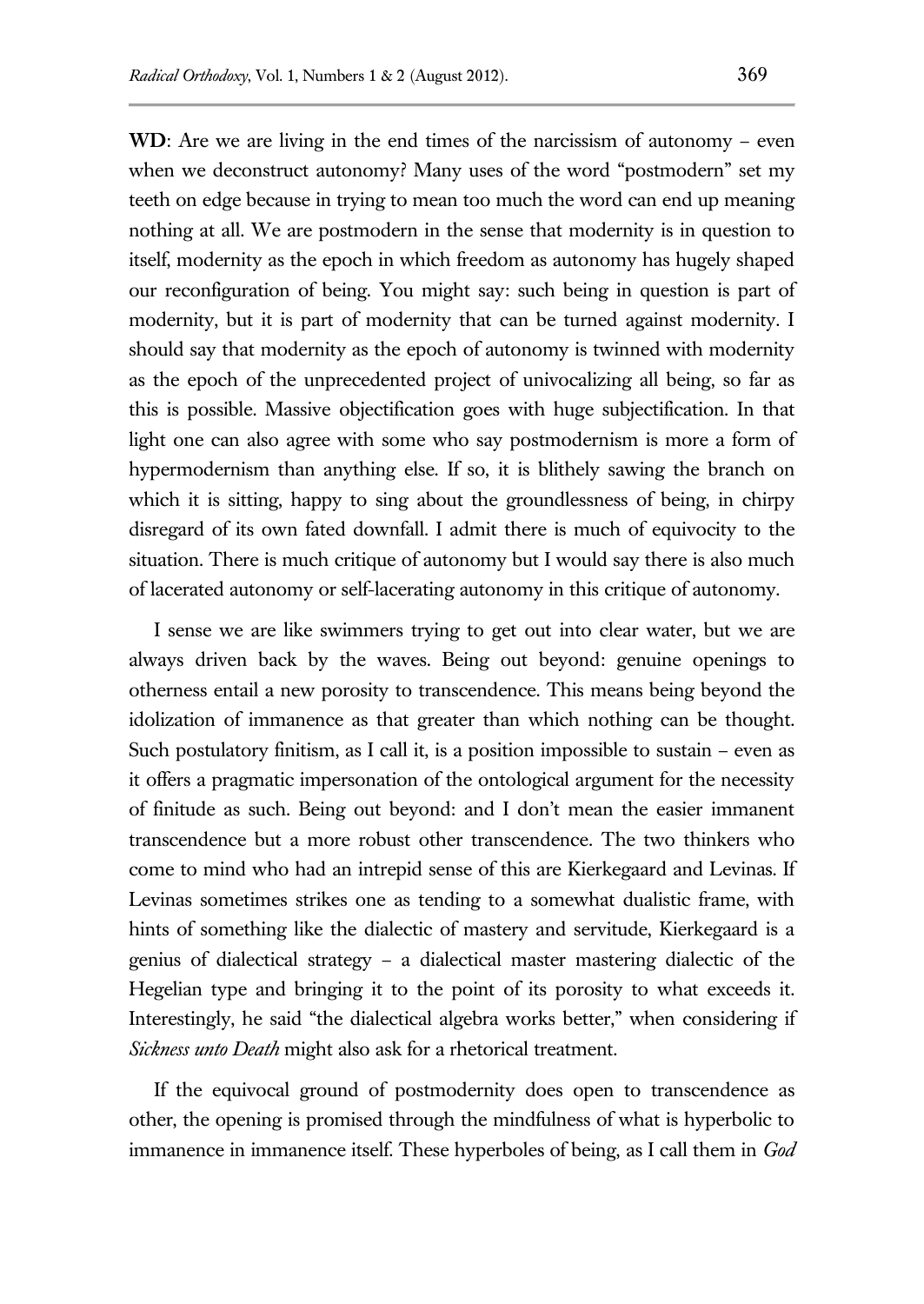**WD**: Are we are living in the end times of the narcissism of autonomy – even when we deconstruct autonomy? Many uses of the word "postmodern" set my teeth on edge because in trying to mean too much the word can end up meaning nothing at all. We are postmodern in the sense that modernity is in question to itself, modernity as the epoch in which freedom as autonomy has hugely shaped our reconfiguration of being. You might say: such being in question is part of modernity, but it is part of modernity that can be turned against modernity. I should say that modernity as the epoch of autonomy is twinned with modernity as the epoch of the unprecedented project of univocalizing all being, so far as this is possible. Massive objectification goes with huge subjectification. In that light one can also agree with some who say postmodernism is more a form of hypermodernism than anything else. If so, it is blithely sawing the branch on which it is sitting, happy to sing about the groundlessness of being, in chirpy disregard of its own fated downfall. I admit there is much of equivocity to the situation. There is much critique of autonomy but I would say there is also much of lacerated autonomy or self-lacerating autonomy in this critique of autonomy.

I sense we are like swimmers trying to get out into clear water, but we are always driven back by the waves. Being out beyond: genuine openings to otherness entail a new porosity to transcendence. This means being beyond the idolization of immanence as that greater than which nothing can be thought. Such postulatory finitism, as I call it, is a position impossible to sustain – even as it offers a pragmatic impersonation of the ontological argument for the necessity of finitude as such. Being out beyond: and I don't mean the easier immanent transcendence but a more robust other transcendence. The two thinkers who come to mind who had an intrepid sense of this are Kierkegaard and Levinas. If Levinas sometimes strikes one as tending to a somewhat dualistic frame, with hints of something like the dialectic of mastery and servitude, Kierkegaard is a genius of dialectical strategy – a dialectical master mastering dialectic of the Hegelian type and bringing it to the point of its porosity to what exceeds it. Interestingly, he said "the dialectical algebra works better," when considering if *Sickness unto Death* might also ask for a rhetorical treatment.

If the equivocal ground of postmodernity does open to transcendence as other, the opening is promised through the mindfulness of what is hyperbolic to immanence in immanence itself. These hyperboles of being, as I call them in *God*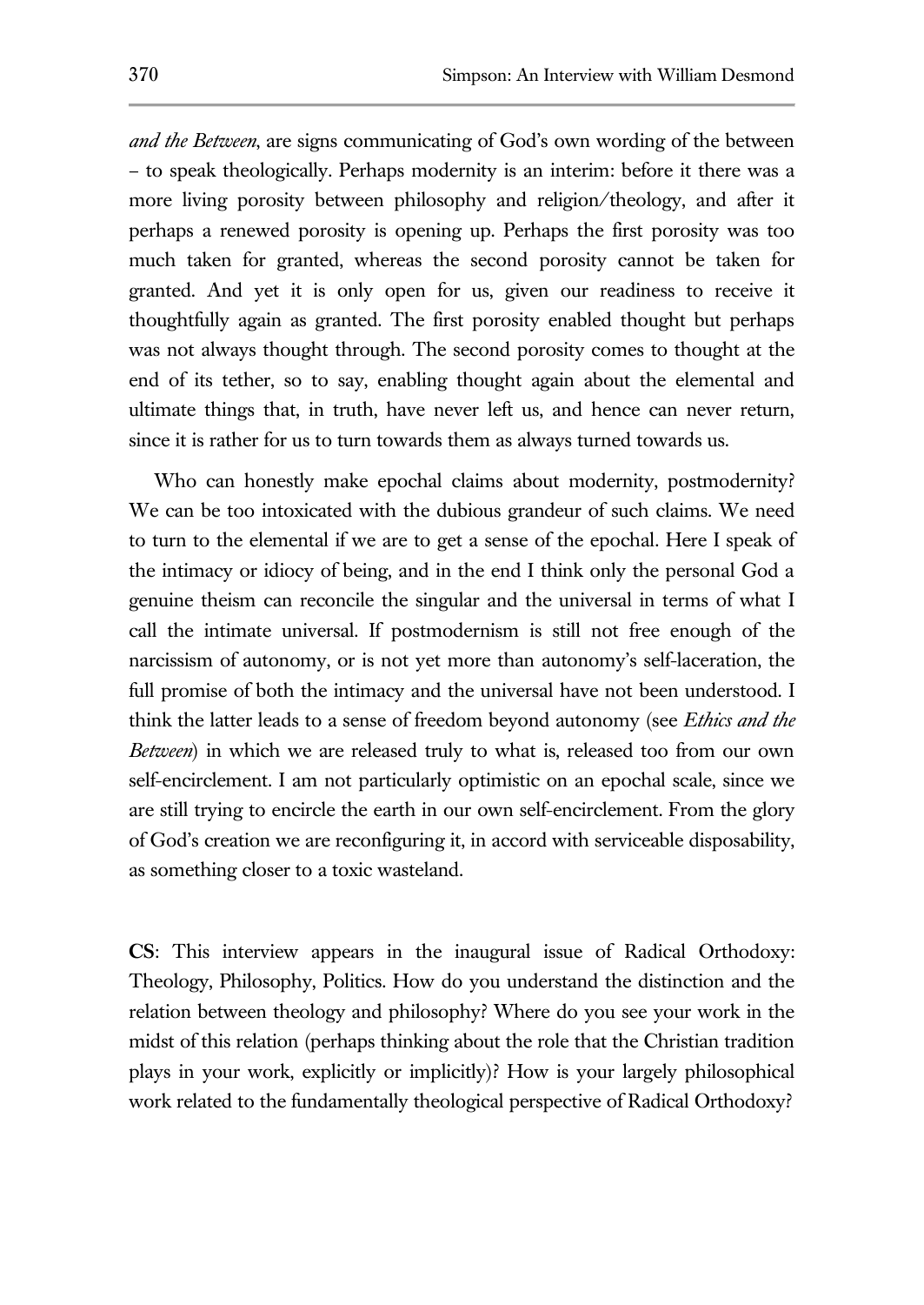*and the Between*, are signs communicating of God's own wording of the between – to speak theologically. Perhaps modernity is an interim: before it there was a more living porosity between philosophy and religion/theology, and after it perhaps a renewed porosity is opening up. Perhaps the first porosity was too much taken for granted, whereas the second porosity cannot be taken for granted. And yet it is only open for us, given our readiness to receive it thoughtfully again as granted. The first porosity enabled thought but perhaps was not always thought through. The second porosity comes to thought at the end of its tether, so to say, enabling thought again about the elemental and ultimate things that, in truth, have never left us, and hence can never return, since it is rather for us to turn towards them as always turned towards us.

Who can honestly make epochal claims about modernity, postmodernity? We can be too intoxicated with the dubious grandeur of such claims. We need to turn to the elemental if we are to get a sense of the epochal. Here I speak of the intimacy or idiocy of being, and in the end I think only the personal God a genuine theism can reconcile the singular and the universal in terms of what I call the intimate universal. If postmodernism is still not free enough of the narcissism of autonomy, or is not yet more than autonomy's self-laceration, the full promise of both the intimacy and the universal have not been understood. I think the latter leads to a sense of freedom beyond autonomy (see *Ethics and the Between*) in which we are released truly to what is, released too from our own self-encirclement. I am not particularly optimistic on an epochal scale, since we are still trying to encircle the earth in our own self-encirclement. From the glory of God's creation we are reconfiguring it, in accord with serviceable disposability, as something closer to a toxic wasteland.

**CS**: This interview appears in the inaugural issue of Radical Orthodoxy: Theology, Philosophy, Politics. How do you understand the distinction and the relation between theology and philosophy? Where do you see your work in the midst of this relation (perhaps thinking about the role that the Christian tradition plays in your work, explicitly or implicitly)? How is your largely philosophical work related to the fundamentally theological perspective of Radical Orthodoxy?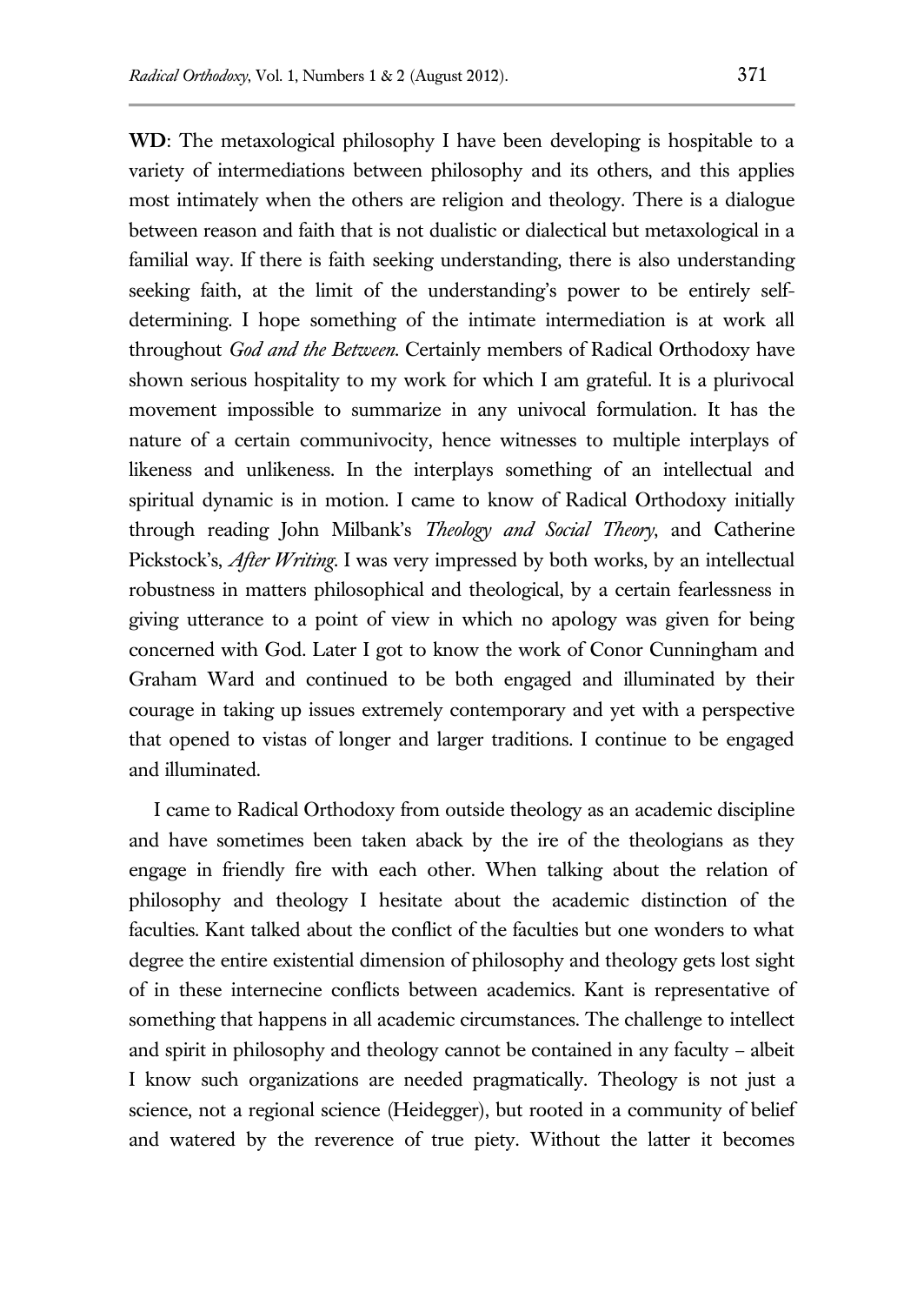**WD**: The metaxological philosophy I have been developing is hospitable to a variety of intermediations between philosophy and its others, and this applies most intimately when the others are religion and theology. There is a dialogue between reason and faith that is not dualistic or dialectical but metaxological in a familial way. If there is faith seeking understanding, there is also understanding seeking faith, at the limit of the understanding's power to be entirely self-determining. I hope something of the intimate intermediation is at work all throughout *God and the Between.* Certainly members of Radical Orthodoxy have shown serious hospitality to my work for which I am grateful. It is a plurivocal movement impossible to summarize in any univocal formulation. It has the nature of a certain communivocity, hence witnesses to multiple interplays of likeness and unlikeness. In the interplays something of an intellectual and spiritual dynamic is in motion. I came to know of Radical Orthodoxy initially through reading John Milbank's *Theology and Social Theory*, and Catherine Pickstock's, *After Writing.* I was very impressed by both works, by an intellectual robustness in matters philosophical and theological, by a certain fearlessness in giving utterance to a point of view in which no apology was given for being concerned with God. Later I got to know the work of Conor Cunningham and Graham Ward and continued to be both engaged and illuminated by their courage in taking up issues extremely contemporary and yet with a perspective that opened to vistas of longer and larger traditions. I continue to be engaged and illuminated.

I came to Radical Orthodoxy from outside theology as an academic discipline and have sometimes been taken aback by the ire of the theologians as they engage in friendly fire with each other. When talking about the relation of philosophy and theology I hesitate about the academic distinction of the faculties. Kant talked about the conflict of the faculties but one wonders to what degree the entire existential dimension of philosophy and theology gets lost sight of in these internecine conflicts between academics. Kant is representative of something that happens in all academic circumstances. The challenge to intellect and spirit in philosophy and theology cannot be contained in any faculty – albeit I know such organizations are needed pragmatically. Theology is not just a science, not a regional science (Heidegger), but rooted in a community of belief and watered by the reverence of true piety. Without the latter it becomes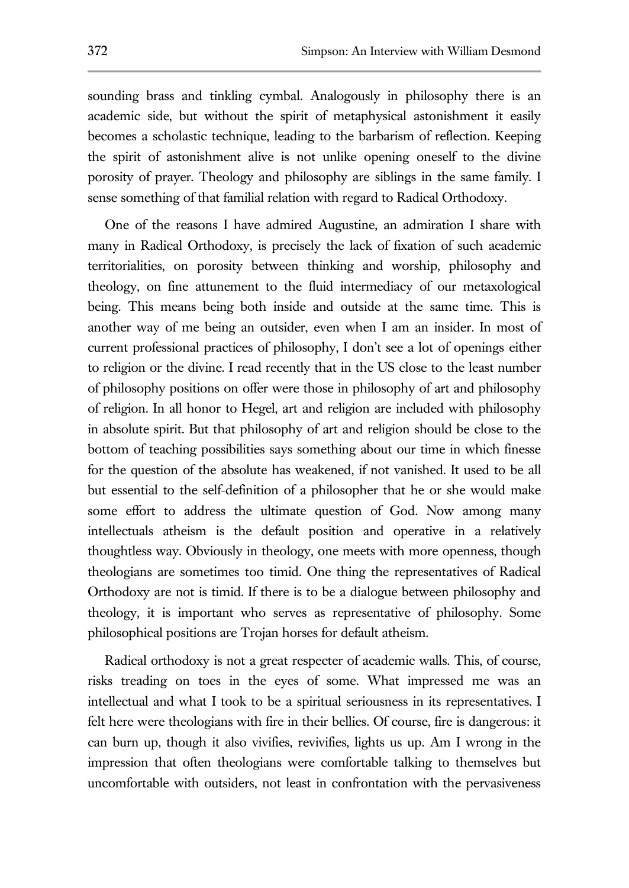sounding brass and tinkling cymbal. Analogously in philosophy there is an academic side, but without the spirit of metaphysical astonishment it easily becomes a scholastic technique, leading to the barbarism of reflection. Keeping the spirit of astonishment alive is not unlike opening oneself to the divine porosity of prayer. Theology and philosophy are siblings in the same family. I sense something of that familial relation with regard to Radical Orthodoxy.

One of the reasons I have admired Augustine, an admiration I share with many in Radical Orthodoxy, is precisely the lack of fixation of such academic territorialities, on porosity between thinking and worship, philosophy and theology, on fine attunement to the fluid intermediacy of our metaxological being. This means being both inside and outside at the same time. This is another way of me being an outsider, even when I am an insider. In most of current professional practices of philosophy, I don't see a lot of openings either to religion or the divine. I read recently that in the US close to the least number of philosophy positions on offer were those in philosophy of art and philosophy of religion. In all honor to Hegel, art and religion are included with philosophy in absolute spirit. But that philosophy of art and religion should be close to the bottom of teaching possibilities says something about our time in which finesse for the question of the absolute has weakened, if not vanished. It used to be all but essential to the self-definition of a philosopher that he or she would make some effort to address the ultimate question of God. Now among many intellectuals atheism is the default position and operative in a relatively thoughtless way. Obviously in theology, one meets with more openness, though theologians are sometimes too timid. One thing the representatives of Radical Orthodoxy are not is timid. If there is to be a dialogue between philosophy and theology, it is important who serves as representative of philosophy. Some philosophical positions are Trojan horses for default atheism.

Radical orthodoxy is not a great respecter of academic walls. This, of course, risks treading on toes in the eyes of some. What impressed me was an intellectual and what I took to be a spiritual seriousness in its representatives. I felt here were theologians with fire in their bellies. Of course, fire is dangerous: it can burn up, though it also vivifies, revivifies, lights us up. Am I wrong in the impression that often theologians were comfortable talking to themselves but uncomfortable with outsiders, not least in confrontation with the pervasiveness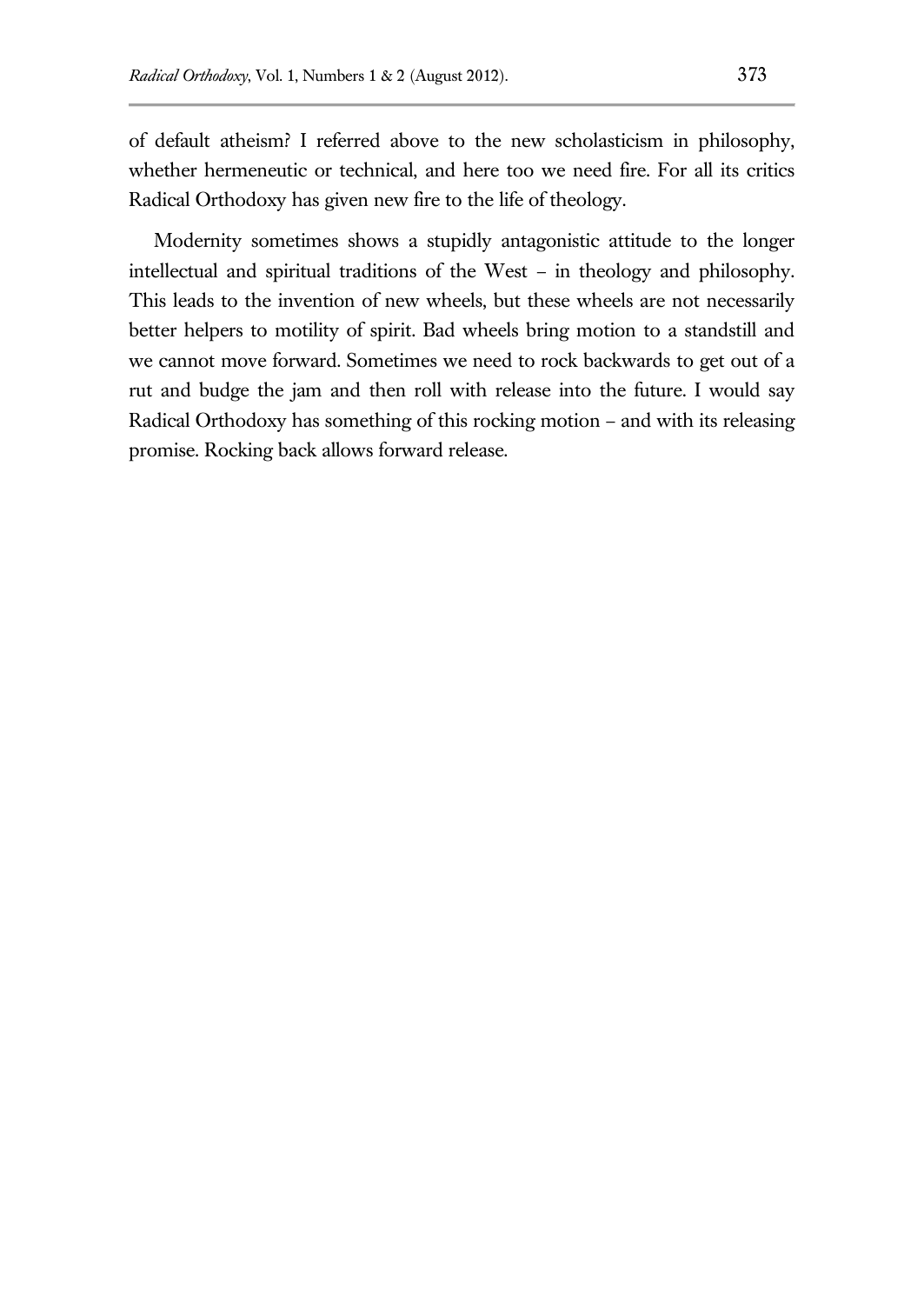of default atheism? I referred above to the new scholasticism in philosophy, whether hermeneutic or technical, and here too we need fire. For all its critics Radical Orthodoxy has given new fire to the life of theology.

Modernity sometimes shows a stupidly antagonistic attitude to the longer intellectual and spiritual traditions of the West – in theology and philosophy. This leads to the invention of new wheels, but these wheels are not necessarily better helpers to motility of spirit. Bad wheels bring motion to a standstill and we cannot move forward. Sometimes we need to rock backwards to get out of a rut and budge the jam and then roll with release into the future. I would say Radical Orthodoxy has something of this rocking motion – and with its releasing promise. Rocking back allows forward release.